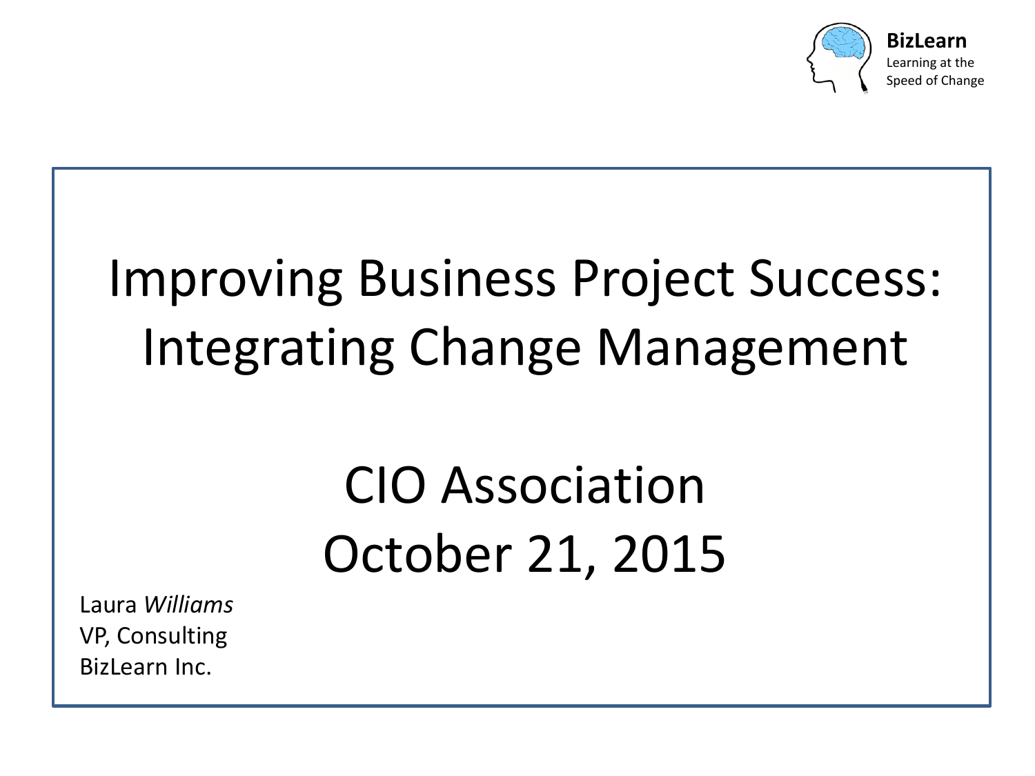**BizLearn**
Learning at the Speed of Change

# Improving Business Project Success: Integrating Change Management

## CIO Association
## October 21, 2015

Laura *Williams*
VP, Consulting
BizLearn Inc.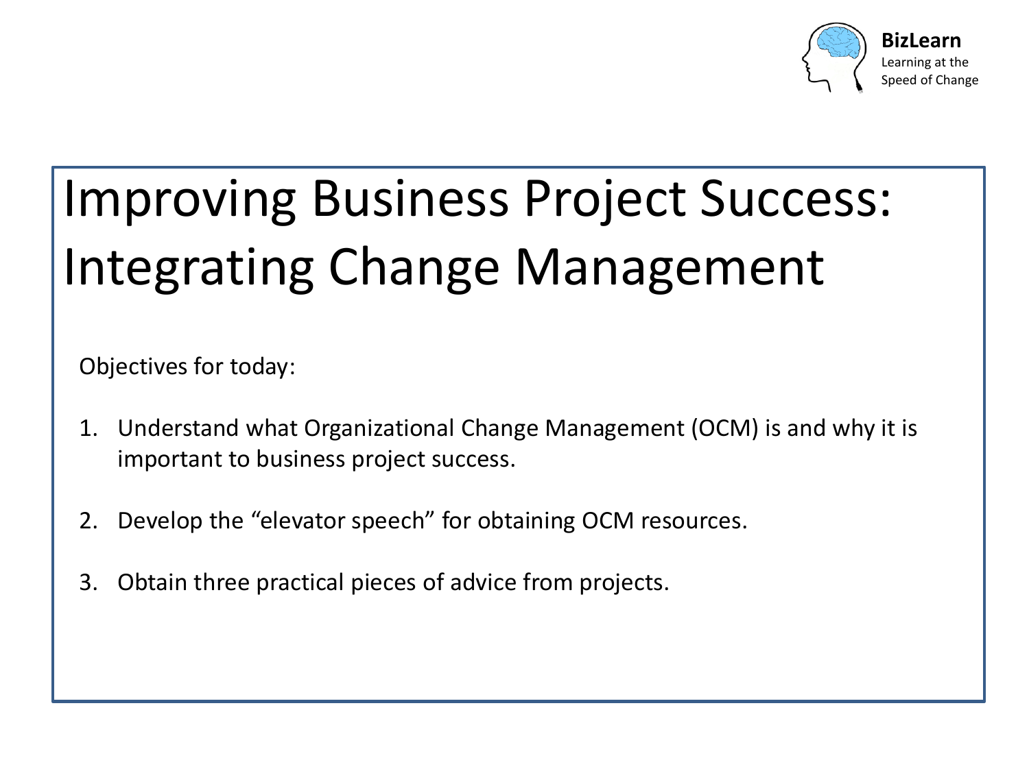BizLearn
Learning at the Speed of Change

# Improving Business Project Success: Integrating Change Management

Objectives for today:

1. Understand what Organizational Change Management (OCM) is and why it is important to business project success.

2. Develop the "elevator speech" for obtaining OCM resources.

3. Obtain three practical pieces of advice from projects.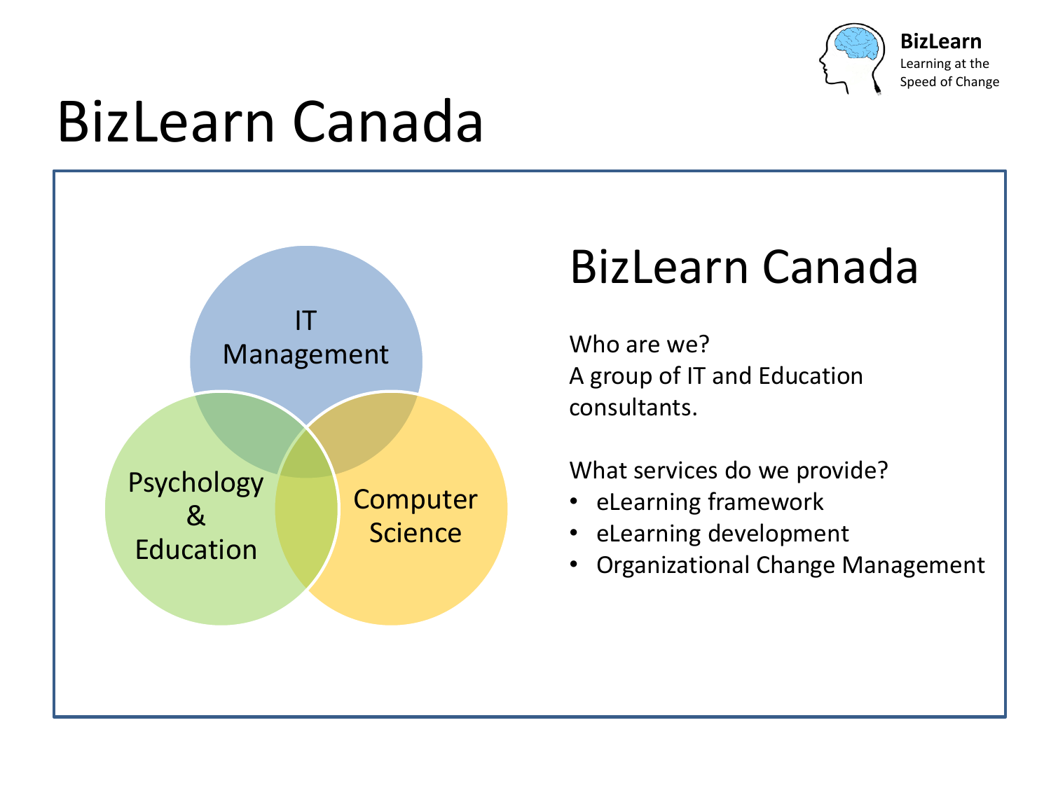# BizLearn Canada

IT Management

Psychology & Education

Computer Science

## BizLearn Canada

Who are we?
A group of IT and Education consultants.

What services do we provide?

- eLearning framework
- eLearning development
- Organizational Change Management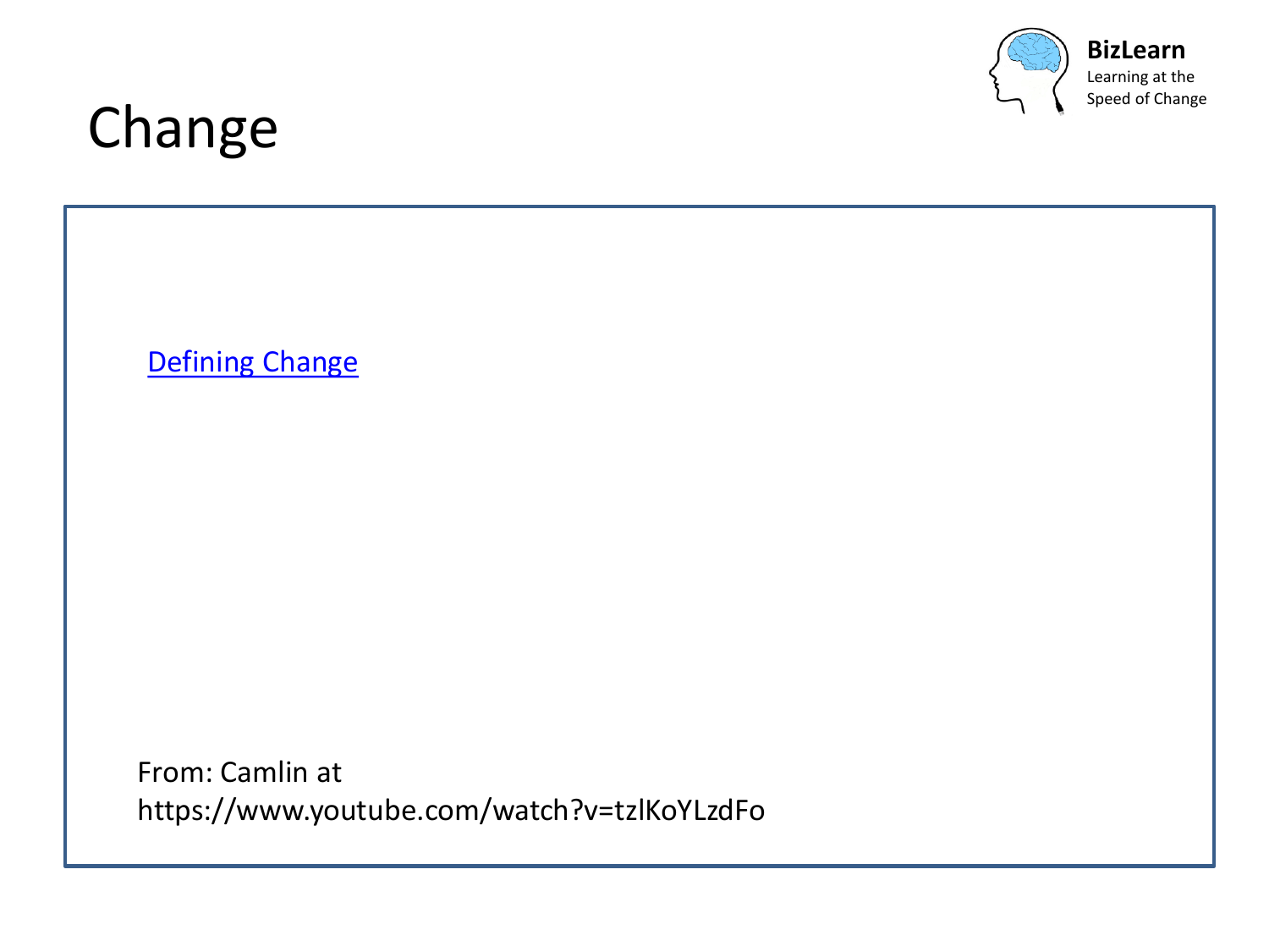# Change

Defining Change

From: Camlin at
https://www.youtube.com/watch?v=tzlKoYLzdFo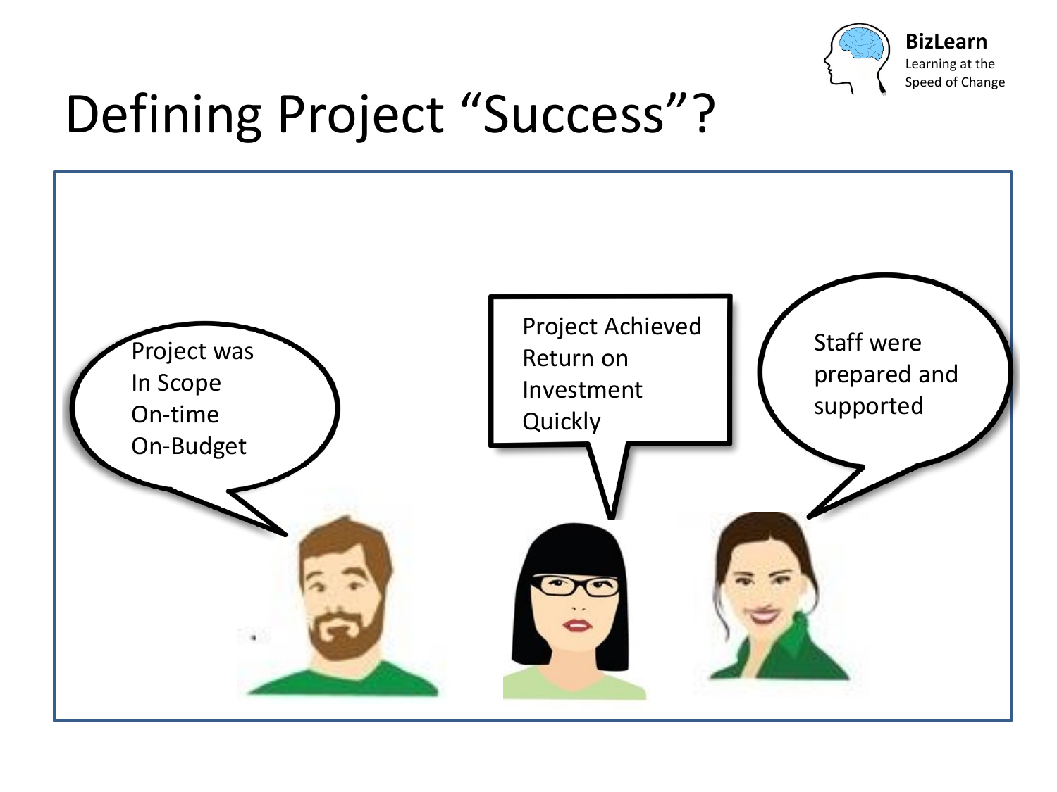# Defining Project "Success"?

BizLearn
Learning at the Speed of Change

Project was
In Scope
On-time
On-Budget

Project Achieved
Return on
Investment
Quickly

Staff were
prepared and
supported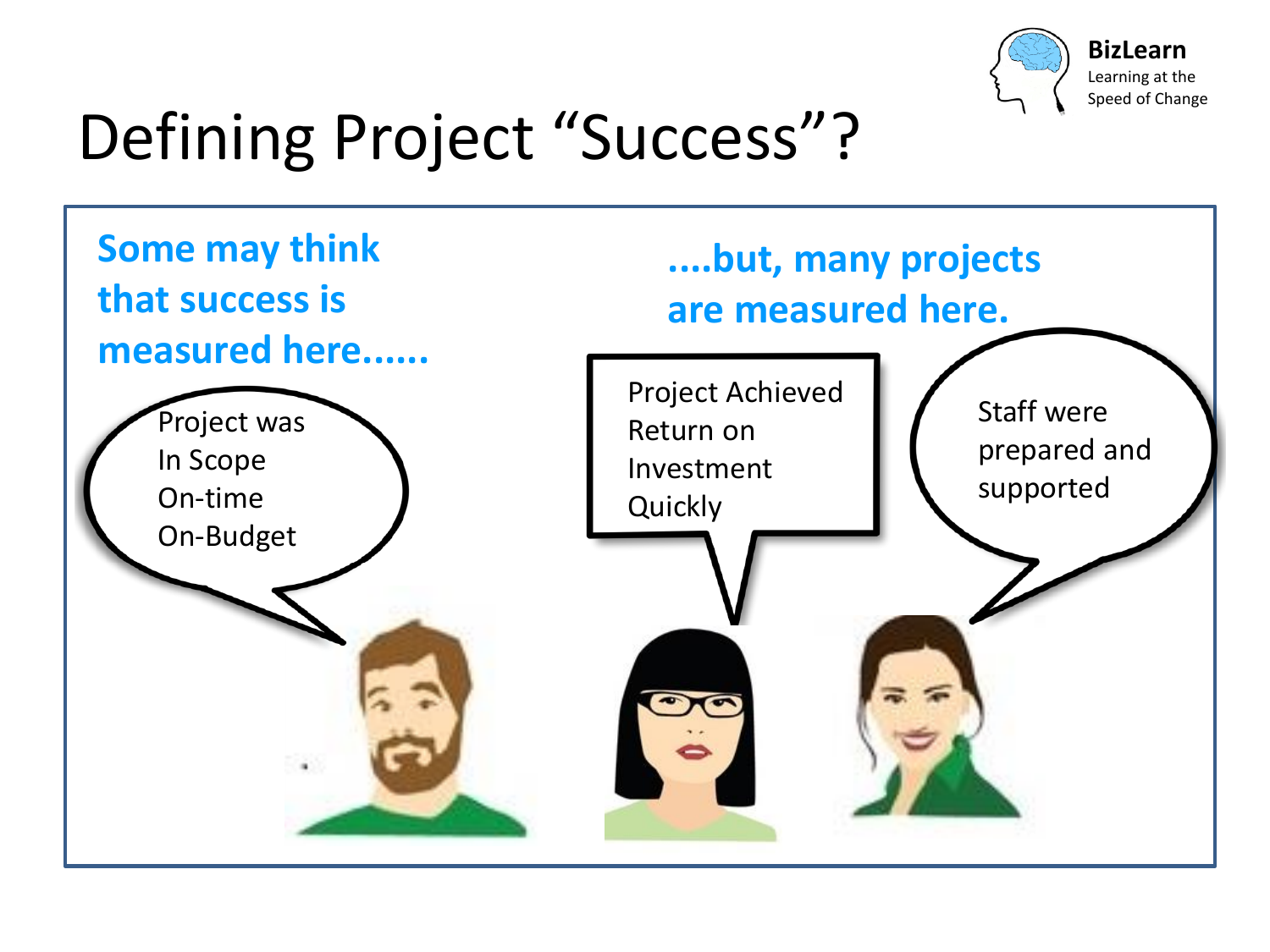# Defining Project "Success"?

**Some may think that success is measured here......**

Project was
In Scope
On-time
On-Budget

**....but, many projects are measured here.**

Project Achieved
Return on
Investment
Quickly

Staff were
prepared and
supported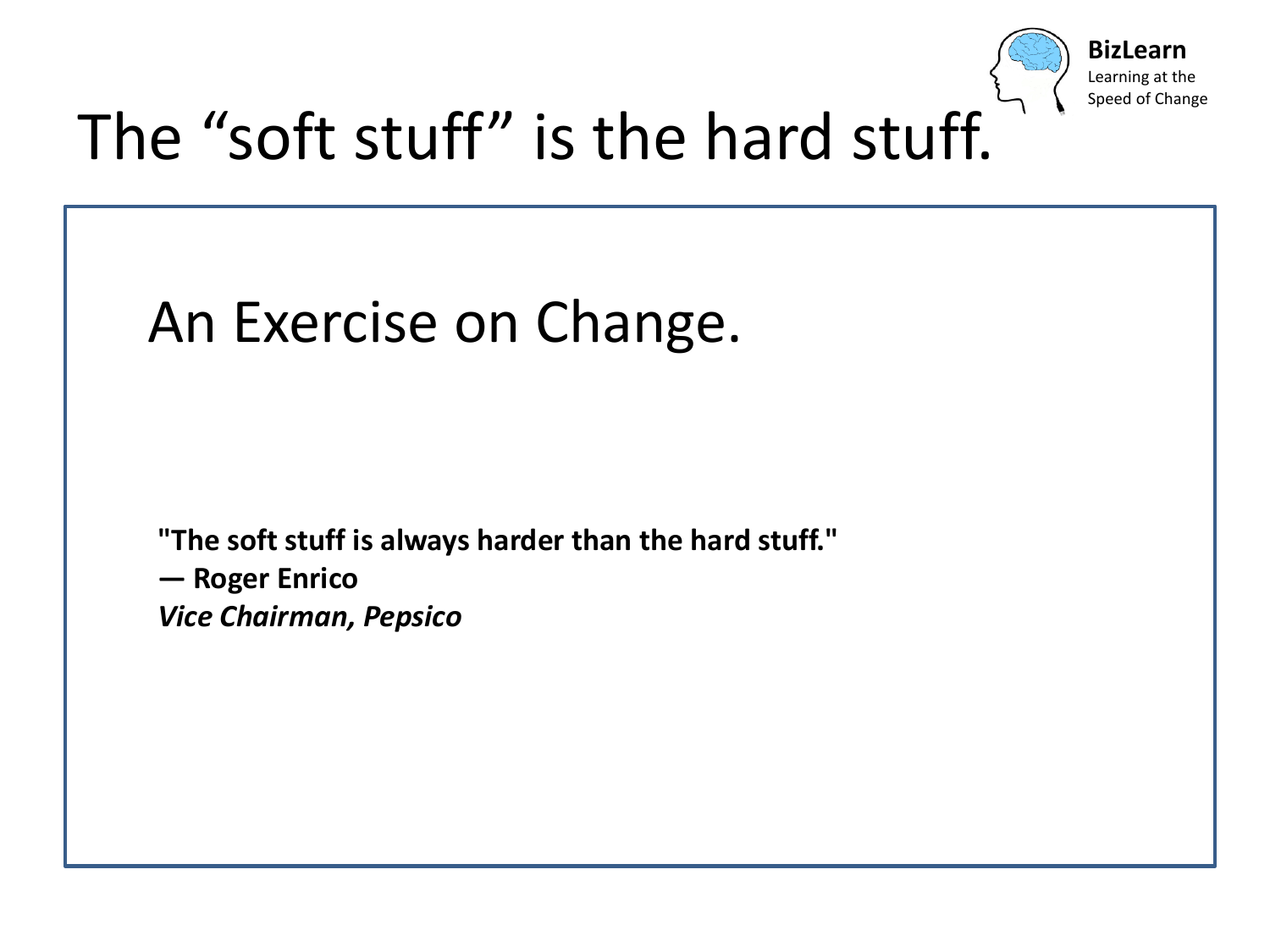# The "soft stuff" is the hard stuff.

BizLearn
Learning at the Speed of Change

## An Exercise on Change.

**"The soft stuff is always harder than the hard stuff."**
**— Roger Enrico**
***Vice Chairman, Pepsico***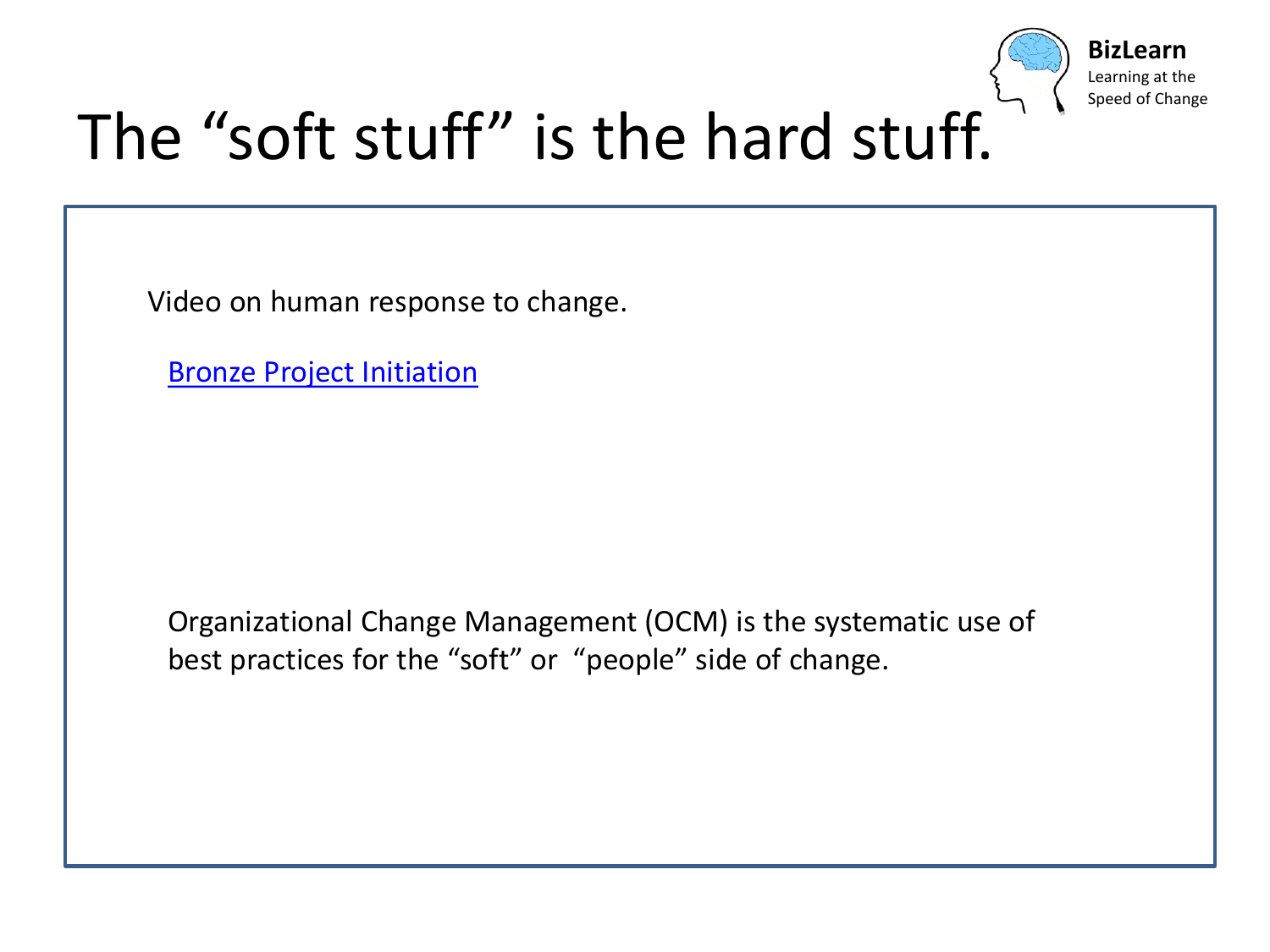# The “soft stuff” is the hard stuff.

Video on human response to change.

Bronze Project Initiation

Organizational Change Management (OCM) is the systematic use of best practices for the “soft” or “people” side of change.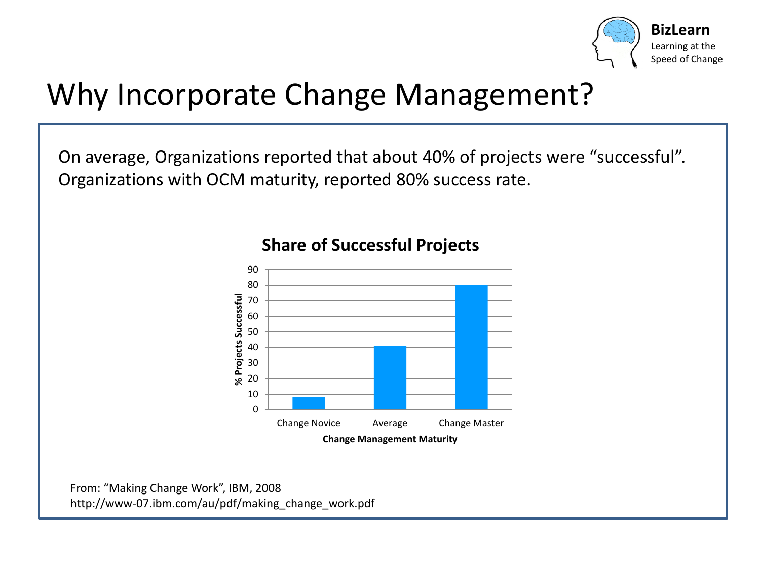# Why Incorporate Change Management?

On average, Organizations reported that about 40% of projects were "successful". Organizations with OCM maturity, reported 80% success rate.

**Share of Successful Projects**

| Change Management Maturity | % Projects Successful |
|---|---|
| Change Novice | 8 |
| Average | 41 |
| Change Master | 80 |

From: "Making Change Work", IBM, 2008
http://www-07.ibm.com/au/pdf/making_change_work.pdf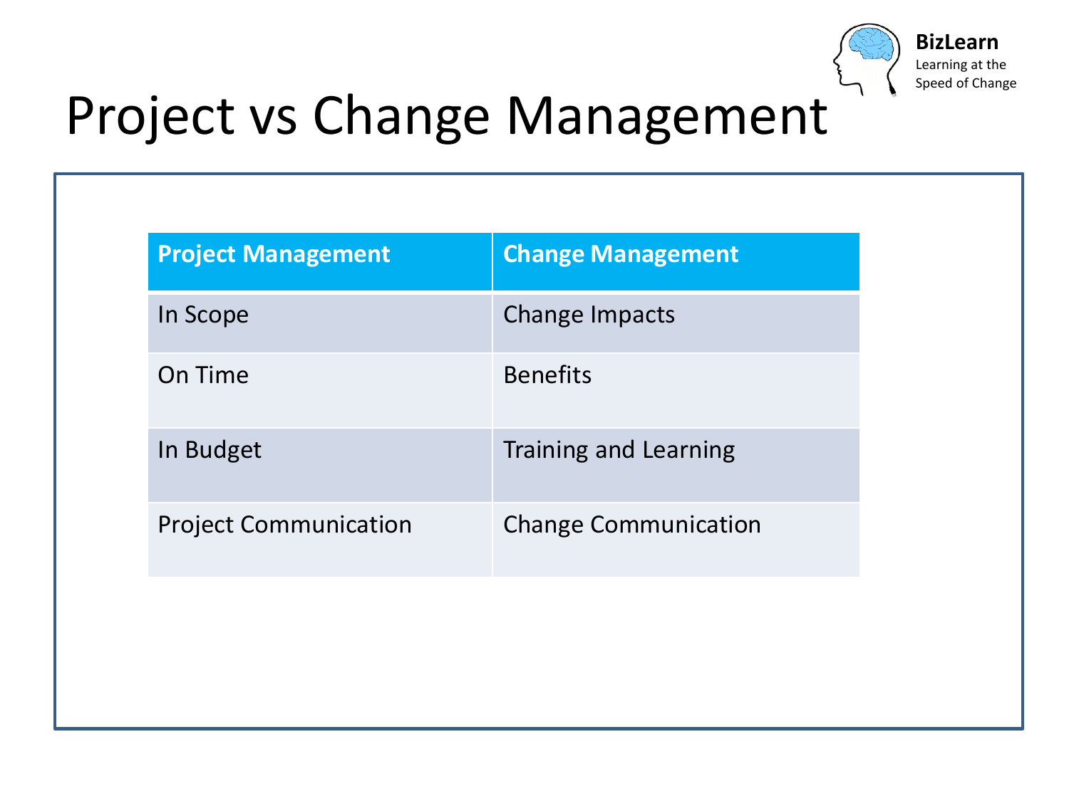# Project vs Change Management

| Project Management | Change Management |
| --- | --- |
| In Scope | Change Impacts |
| On Time | Benefits |
| In Budget | Training and Learning |
| Project Communication | Change Communication |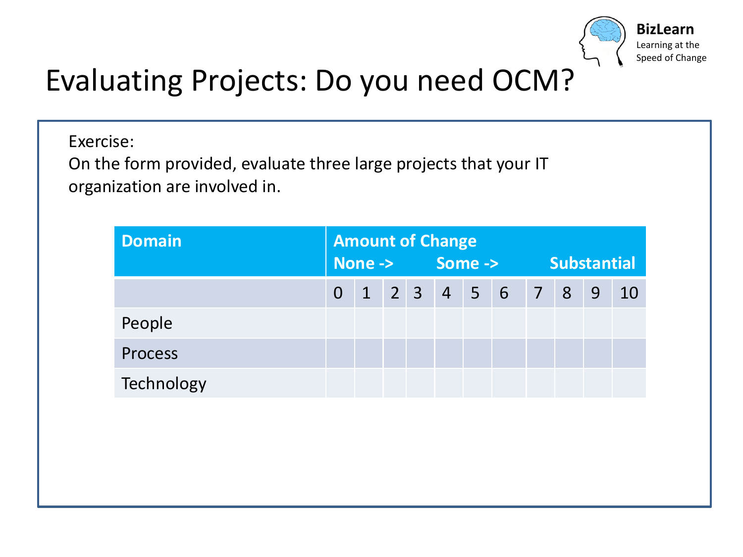BizLearn
Learning at the Speed of Change

# Evaluating Projects: Do you need OCM?

Exercise:
On the form provided, evaluate three large projects that your IT organization are involved in.

| **Domain** | **Amount of Change None ->** | | | | **Some ->** | | | | **Substantial** | | |
|---|---|---|---|---|---|---|---|---|---|---|---|
| | 0 | 1 | 2 | 3 | 4 | 5 | 6 | 7 | 8 | 9 | 10 |
| People | | | | | | | | | | | |
| Process | | | | | | | | | | | |
| Technology | | | | | | | | | | | |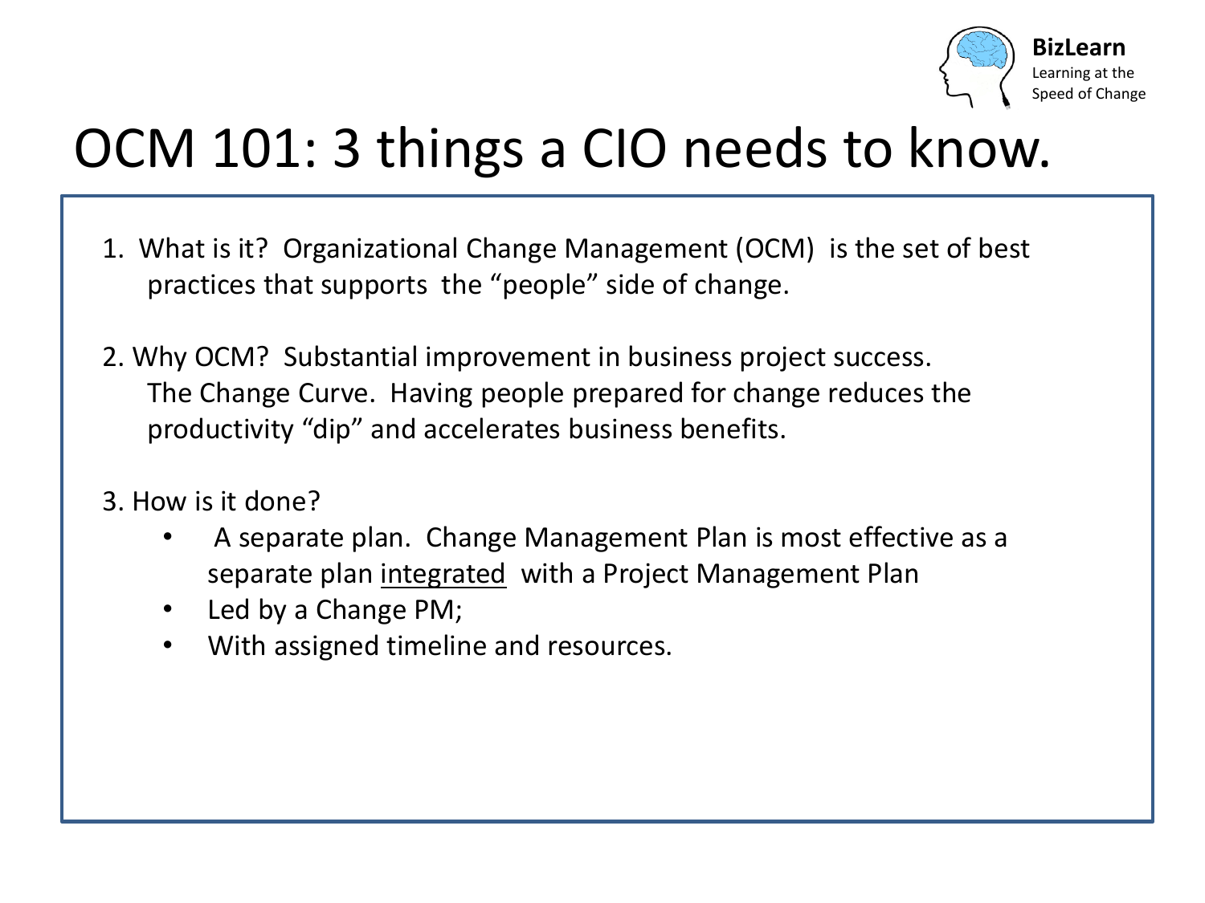# OCM 101: 3 things a CIO needs to know.

1. What is it? Organizational Change Management (OCM) is the set of best practices that supports the "people" side of change.

2. Why OCM? Substantial improvement in business project success. The Change Curve. Having people prepared for change reduces the productivity "dip" and accelerates business benefits.

3. How is it done?
   - A separate plan. Change Management Plan is most effective as a separate plan integrated with a Project Management Plan
   - Led by a Change PM;
   - With assigned timeline and resources.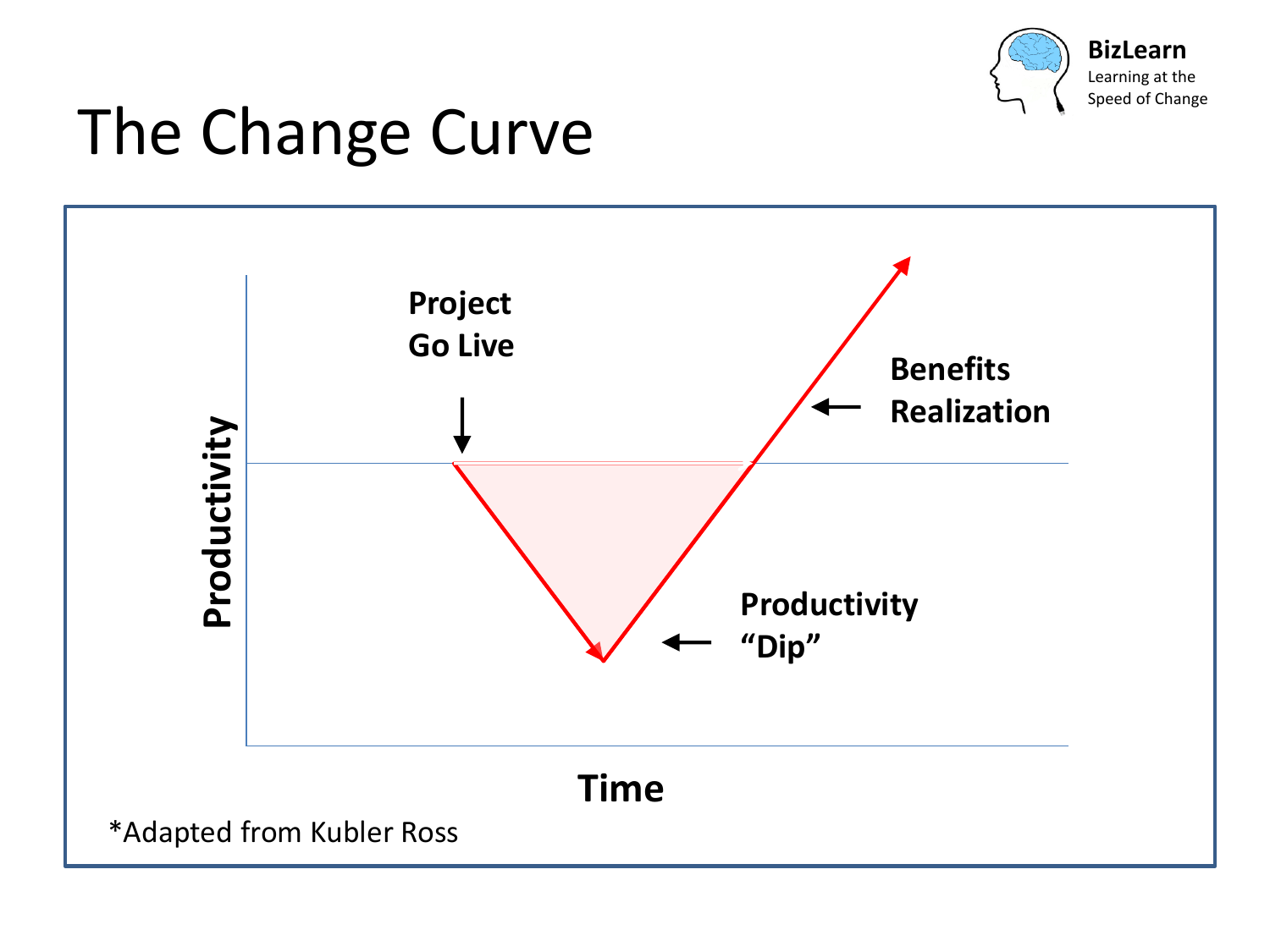# The Change Curve

Project Go Live

Benefits Realization

Productivity "Dip"

Productivity

Time

*Adapted from Kubler Ross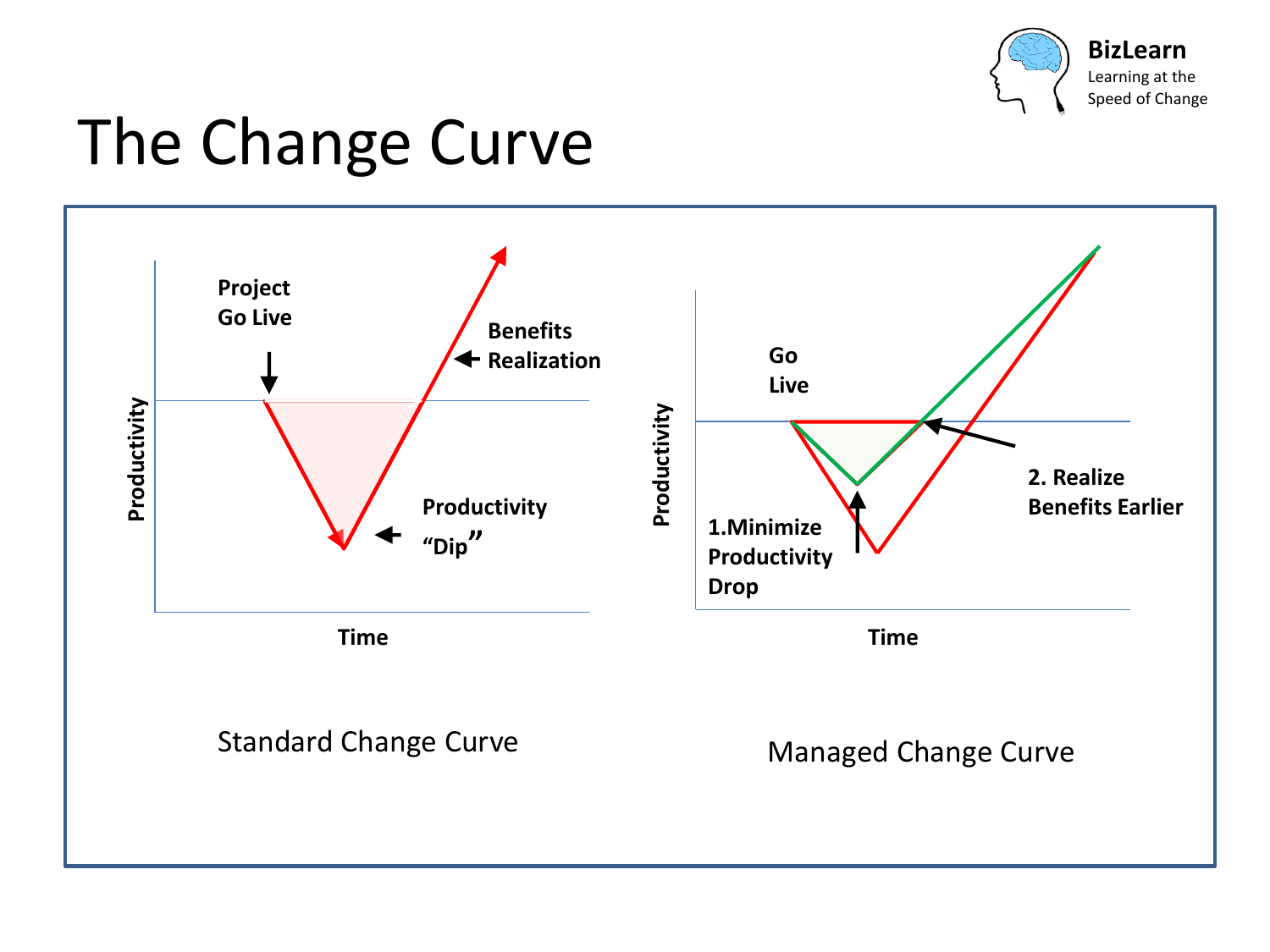# The Change Curve

Project Go Live

Benefits Realization

Productivity "Dip"

Productivity

Time

Standard Change Curve

Go Live

2. Realize Benefits Earlier

1.Minimize Productivity Drop

Productivity

Time

Managed Change Curve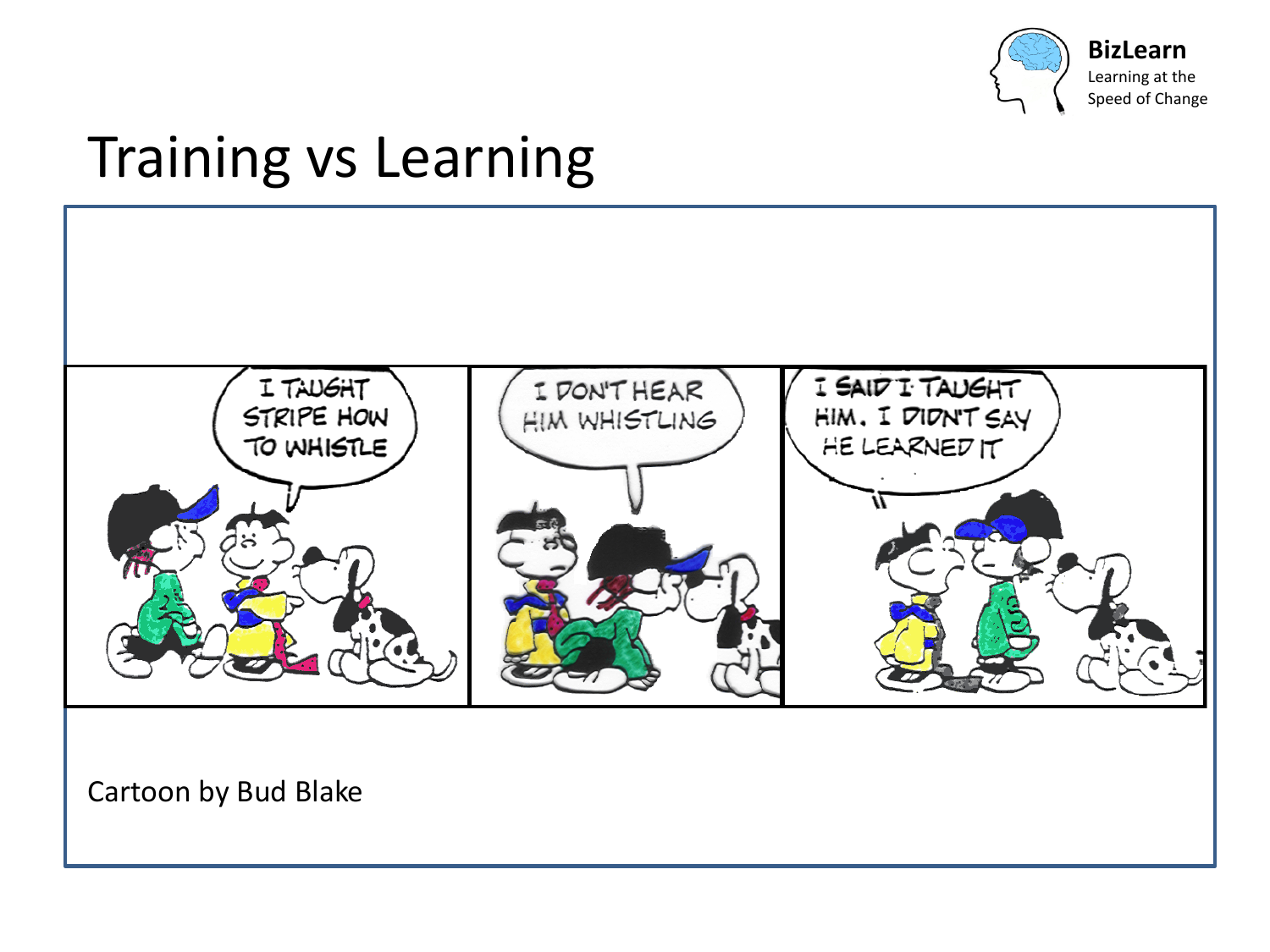# Training vs Learning

Cartoon by Bud Blake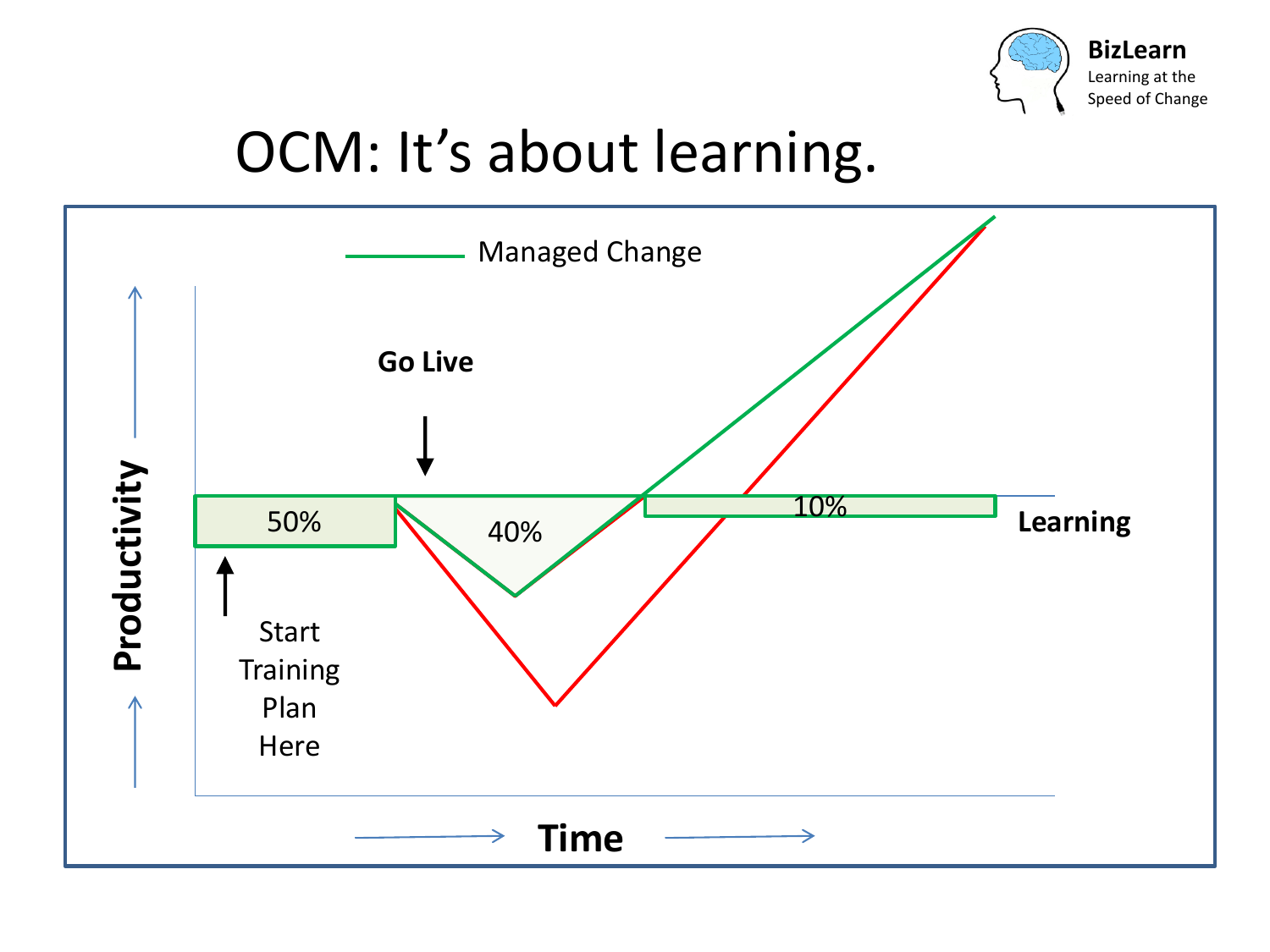BizLearn
Learning at the Speed of Change

# OCM: It's about learning.

Managed Change

Go Live

50%

40%

10%

Learning

Start Training Plan Here

Productivity

Time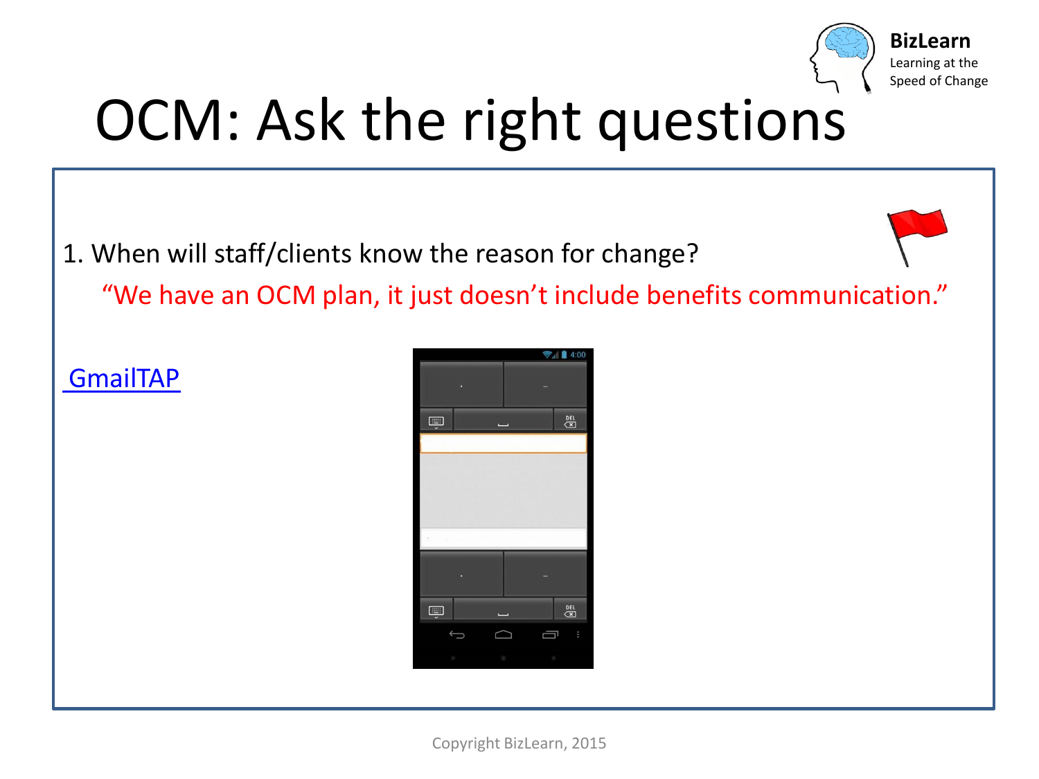# OCM: Ask the right questions

1. When will staff/clients know the reason for change?

"We have an OCM plan, it just doesn't include benefits communication."

GmailTAP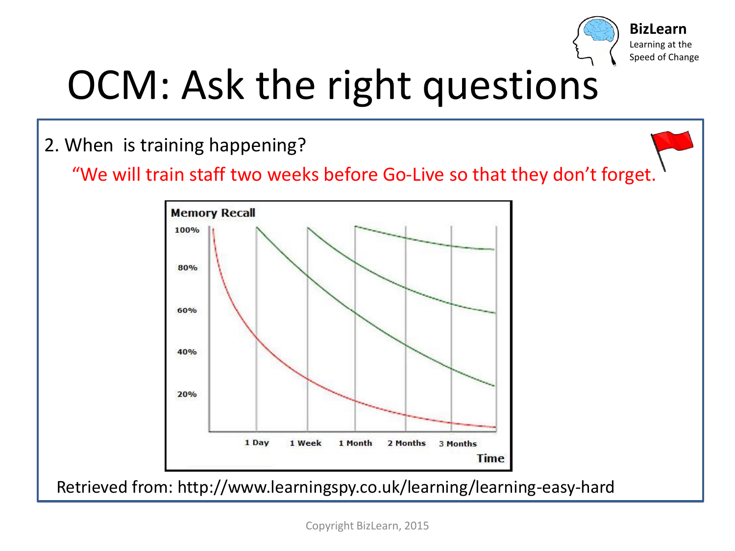# OCM: Ask the right questions

2. When is training happening?

"We will train staff two weeks before Go-Live so that they don't forget."

Memory Recall

100%
80%
60%
40%
20%

1 Day 1 Week 1 Month 2 Months 3 Months

Time

Retrieved from: http://www.learningspy.co.uk/learning/learning-easy-hard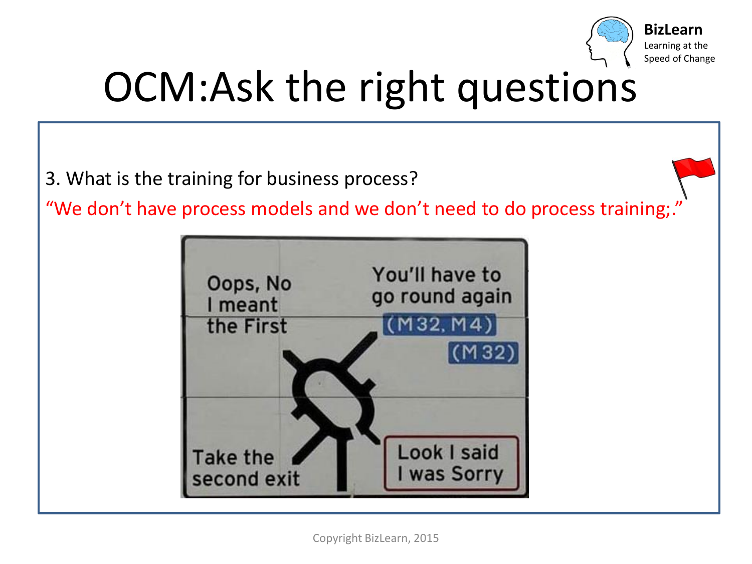# OCM:Ask the right questions

3. What is the training for business process?

"We don't have process models and we don't need to do process training;."

Oops, No I meant the First

You'll have to go round again

(M32, M4)

(M32)

Take the second exit

Look I said I was Sorry

Copyright BizLearn, 2015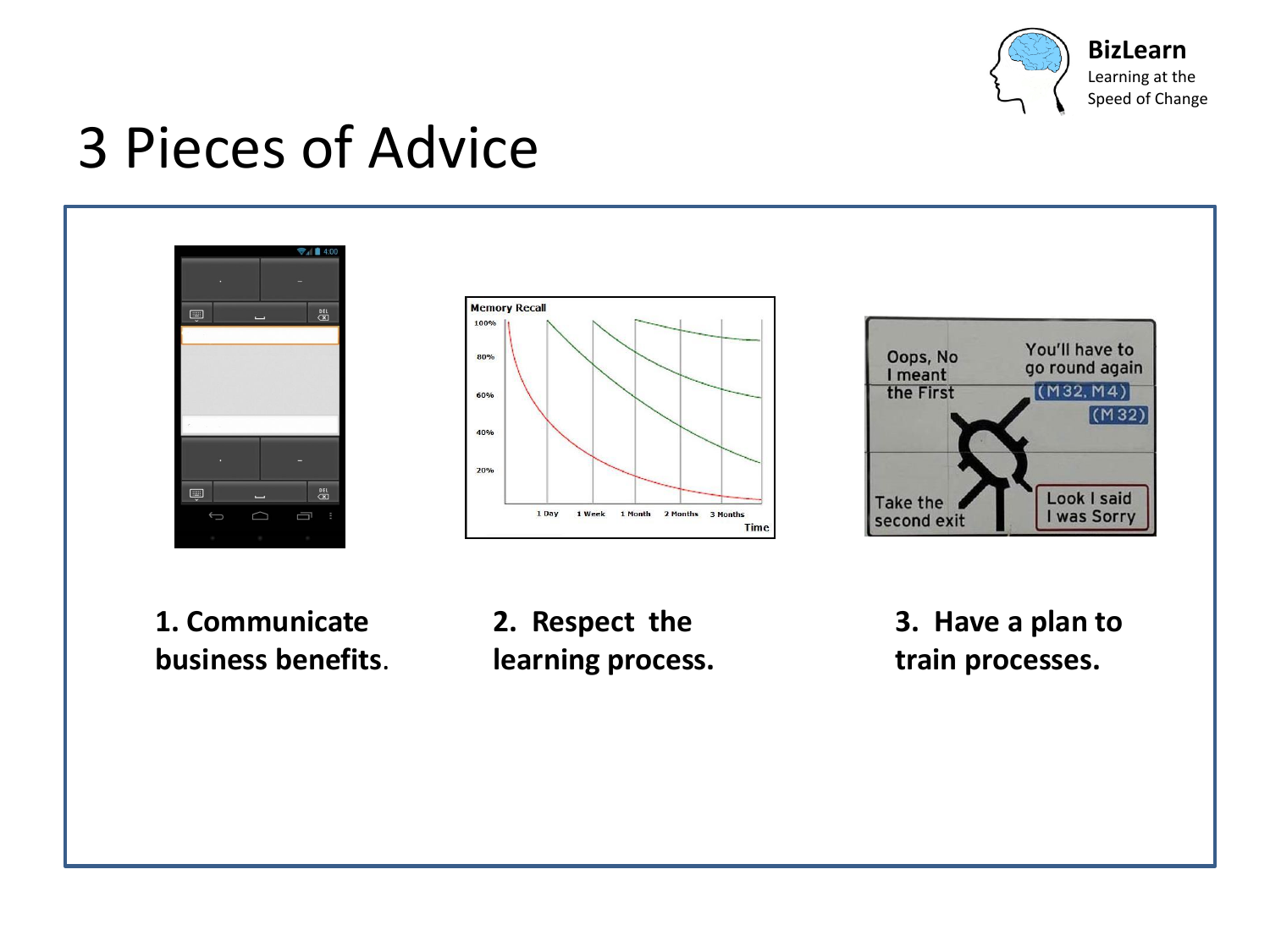# 3 Pieces of Advice

**1. Communicate business benefits.**

**2. Respect the learning process.**

**3. Have a plan to train processes.**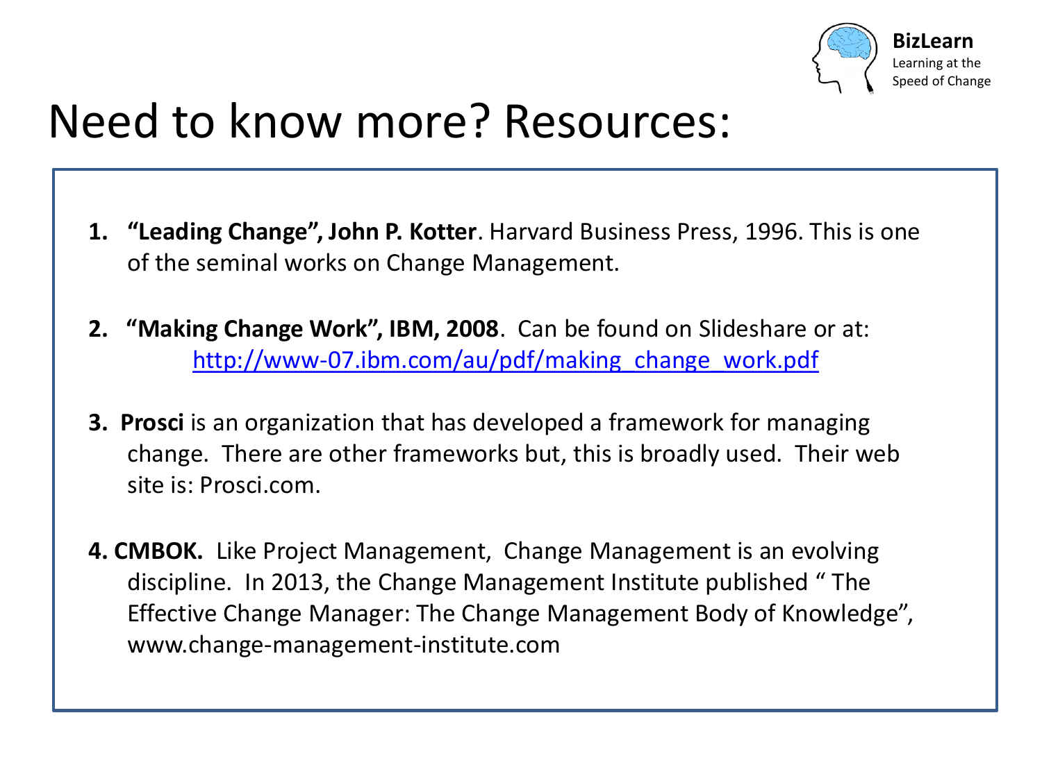# Need to know more? Resources:

1. **"Leading Change", John P. Kotter**. Harvard Business Press, 1996. This is one of the seminal works on Change Management.

2. **"Making Change Work", IBM, 2008**. Can be found on Slideshare or at: http://www-07.ibm.com/au/pdf/making_change_work.pdf

3. **Prosci** is an organization that has developed a framework for managing change. There are other frameworks but, this is broadly used. Their web site is: Prosci.com.

4. **CMBOK.** Like Project Management, Change Management is an evolving discipline. In 2013, the Change Management Institute published " The Effective Change Manager: The Change Management Body of Knowledge", www.change-management-institute.com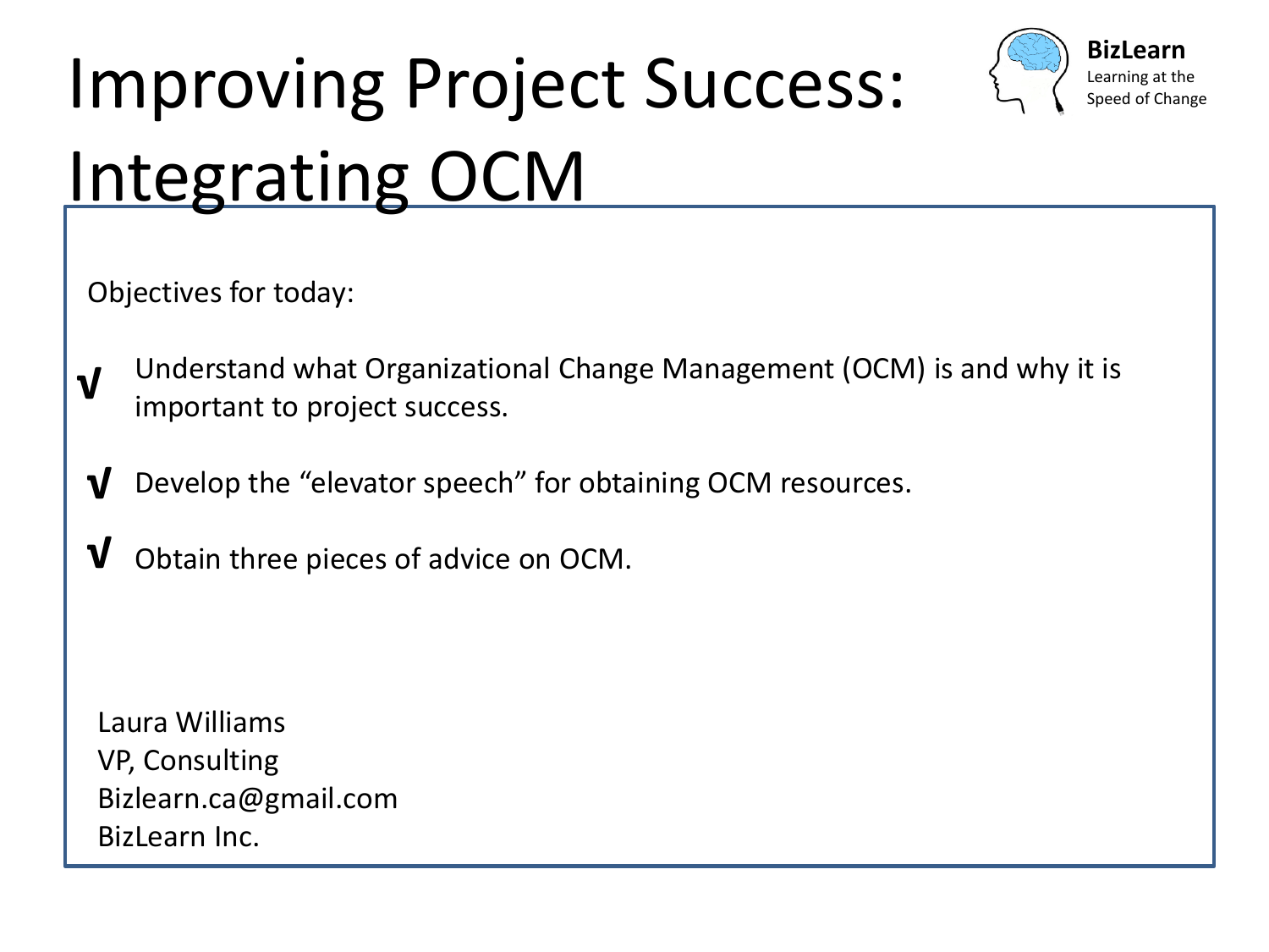# Improving Project Success: Integrating OCM

**BizLearn**
Learning at the Speed of Change

Objectives for today:

- √ Understand what Organizational Change Management (OCM) is and why it is important to project success.
- √ Develop the "elevator speech" for obtaining OCM resources.
- √ Obtain three pieces of advice on OCM.

Laura Williams
VP, Consulting
Bizlearn.ca@gmail.com
BizLearn Inc.